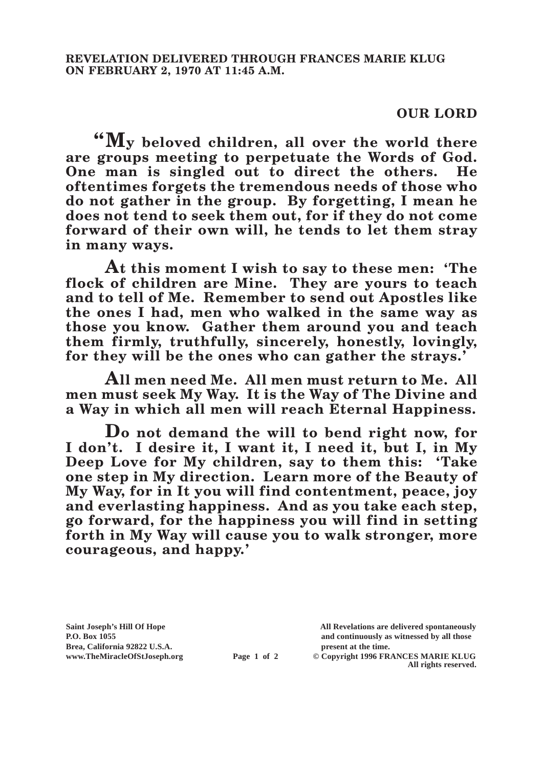**REVELATION DELIVERED THROUGH FRANCES MARIE KLUG ON FEBRUARY 2, 1970 AT 11:45 A.M.**

**OUR LORD**

**"My beloved children, all over the world there are groups meeting to perpetuate the Words of God. One man is singled out to direct the others. He oftentimes forgets the tremendous needs of those who do not gather in the group. By forgetting, I mean he does not tend to seek them out, for if they do not come forward of their own will, he tends to let them stray in many ways.**

**At this moment I wish to say to these men: 'The flock of children are Mine. They are yours to teach and to tell of Me. Remember to send out Apostles like the ones I had, men who walked in the same way as those you know. Gather them around you and teach them firmly, truthfully, sincerely, honestly, lovingly, for they will be the ones who can gather the strays.'**

**All men need Me. All men must return to Me. All men must seek My Way. It is the Way of The Divine and a Way in which all men will reach Eternal Happiness.**

**Do not demand the will to bend right now, for I don't. I desire it, I want it, I need it, but I, in My Deep Love for My children, say to them this: 'Take one step in My direction. Learn more of the Beauty of My Way, for in It you will find contentment, peace, joy and everlasting happiness. And as you take each step, go forward, for the happiness you will find in setting forth in My Way will cause you to walk stronger, more courageous, and happy.'**

**Saint Joseph's Hill Of Hope**
**P.O. Box 1055**
**Brea, California 92822 U.S.A.**
**www.TheMiracleOfStJoseph.org**

**All Revelations are delivered spontaneously and continuously as witnessed by all those present at the time.**
**© Copyright 1996 FRANCES MARIE KLUG**
**All rights reserved.**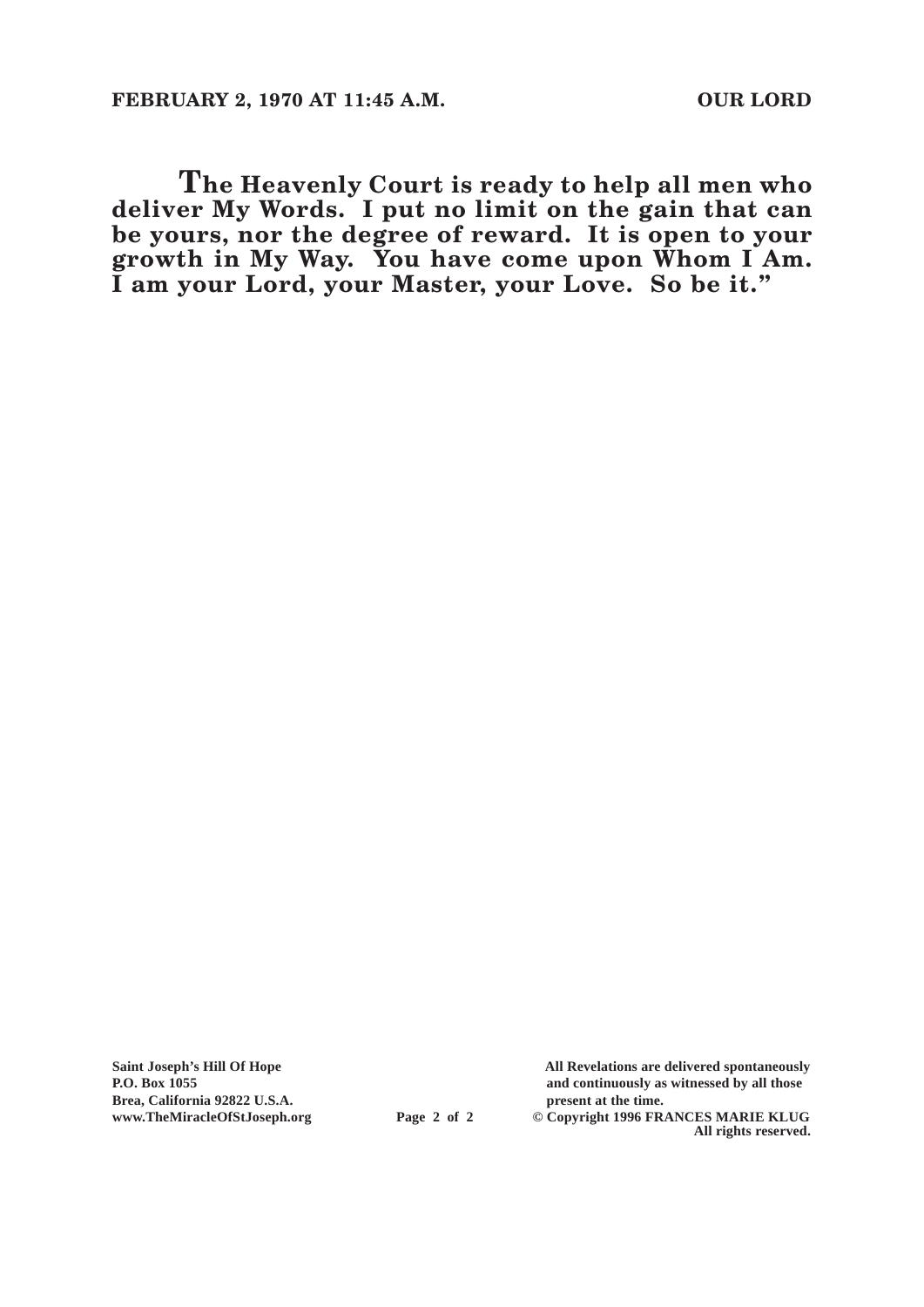**The Heavenly Court is ready to help all men who deliver My Words. I put no limit on the gain that can be yours, nor the degree of reward. It is open to your growth in My Way. You have come upon Whom I Am. I am your Lord, your Master, your Love. So be it."**